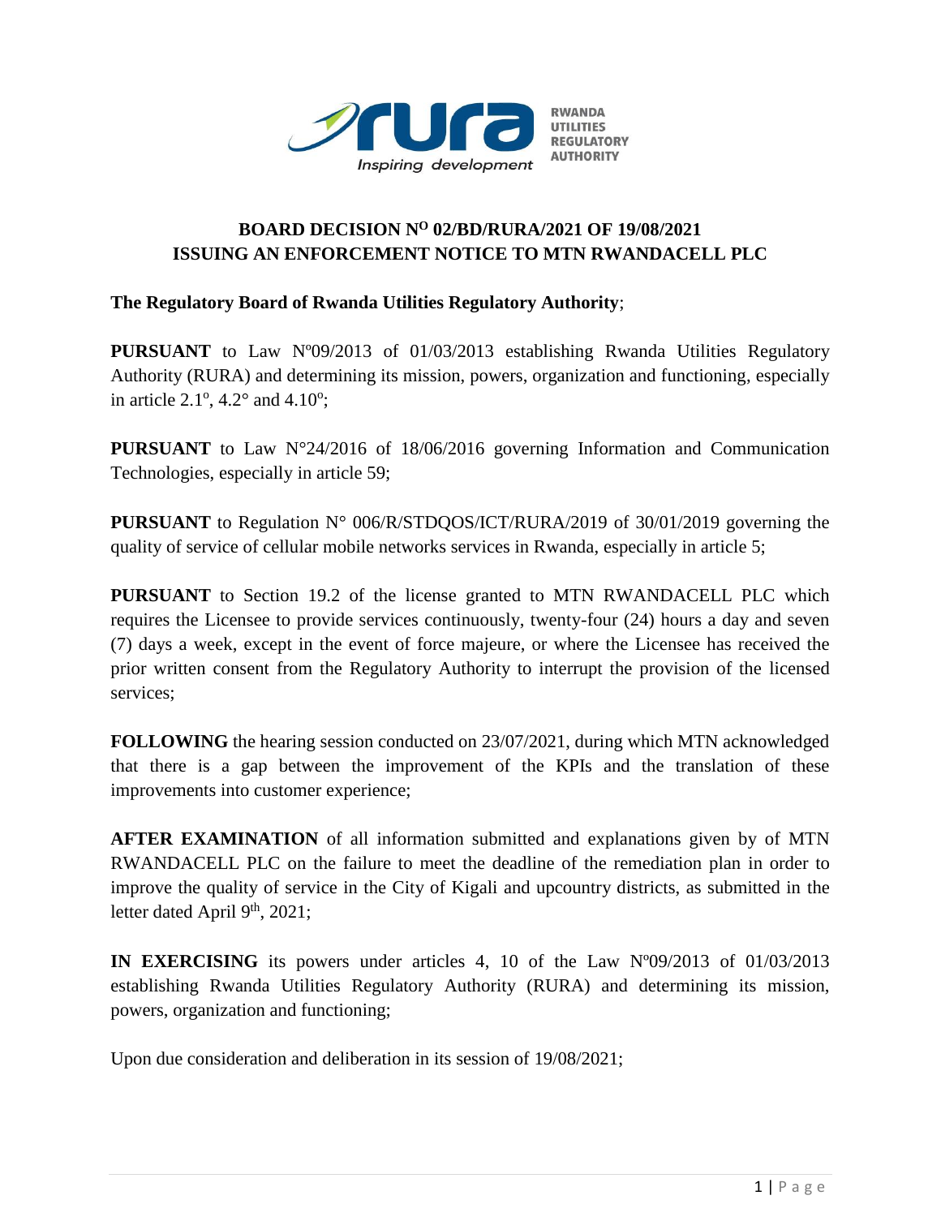RWANDA UTILITIES REGULATORY AUTHORITY

Inspiring development

# BOARD DECISION N° 02/BD/RURA/2021 OF 19/08/2021 ISSUING AN ENFORCEMENT NOTICE TO MTN RWANDACELL PLC

**The Regulatory Board of Rwanda Utilities Regulatory Authority**;

**PURSUANT** to Law Nº09/2013 of 01/03/2013 establishing Rwanda Utilities Regulatory Authority (RURA) and determining its mission, powers, organization and functioning, especially in article 2.1º, 4.2° and 4.10º;

**PURSUANT** to Law N°24/2016 of 18/06/2016 governing Information and Communication Technologies, especially in article 59;

**PURSUANT** to Regulation N° 006/R/STDQOS/ICT/RURA/2019 of 30/01/2019 governing the quality of service of cellular mobile networks services in Rwanda, especially in article 5;

**PURSUANT** to Section 19.2 of the license granted to MTN RWANDACELL PLC which requires the Licensee to provide services continuously, twenty-four (24) hours a day and seven (7) days a week, except in the event of force majeure, or where the Licensee has received the prior written consent from the Regulatory Authority to interrupt the provision of the licensed services;

**FOLLOWING** the hearing session conducted on 23/07/2021, during which MTN acknowledged that there is a gap between the improvement of the KPIs and the translation of these improvements into customer experience;

**AFTER EXAMINATION** of all information submitted and explanations given by of MTN RWANDACELL PLC on the failure to meet the deadline of the remediation plan in order to improve the quality of service in the City of Kigali and upcountry districts, as submitted in the letter dated April 9th, 2021;

**IN EXERCISING** its powers under articles 4, 10 of the Law Nº09/2013 of 01/03/2013 establishing Rwanda Utilities Regulatory Authority (RURA) and determining its mission, powers, organization and functioning;

Upon due consideration and deliberation in its session of 19/08/2021;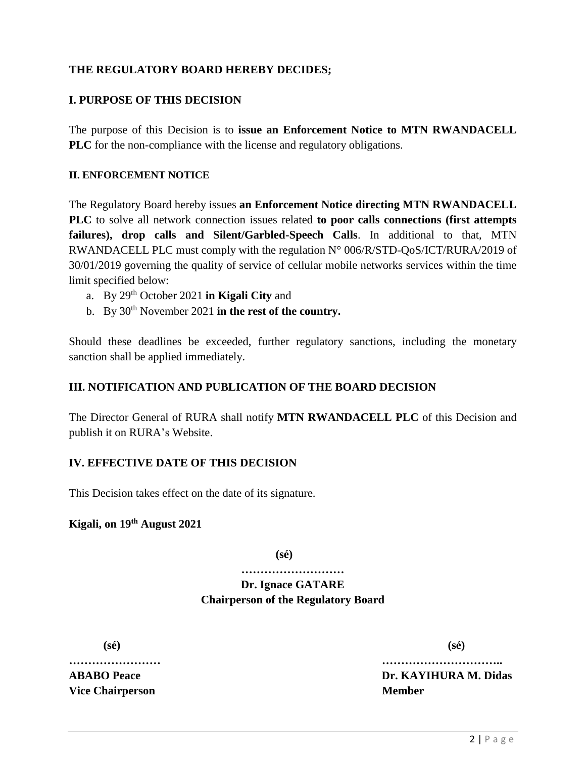**THE REGULATORY BOARD HEREBY DECIDES;**

## I. PURPOSE OF THIS DECISION

The purpose of this Decision is to **issue an Enforcement Notice to MTN RWANDACELL PLC** for the non-compliance with the license and regulatory obligations.

### II. ENFORCEMENT NOTICE

The Regulatory Board hereby issues **an Enforcement Notice directing MTN RWANDACELL PLC** to solve all network connection issues related **to poor calls connections (first attempts failures), drop calls and Silent/Garbled-Speech Calls**. In additional to that, MTN RWANDACELL PLC must comply with the regulation N° 006/R/STD-QoS/ICT/RURA/2019 of 30/01/2019 governing the quality of service of cellular mobile networks services within the time limit specified below:

a. By 29th October 2021 **in Kigali City** and
b. By 30th November 2021 **in the rest of the country.**

Should these deadlines be exceeded, further regulatory sanctions, including the monetary sanction shall be applied immediately.

## III. NOTIFICATION AND PUBLICATION OF THE BOARD DECISION

The Director General of RURA shall notify **MTN RWANDACELL PLC** of this Decision and publish it on RURA's Website.

## IV. EFFECTIVE DATE OF THIS DECISION

This Decision takes effect on the date of its signature.

**Kigali, on 19th August 2021**

**(sé)**

**………………………**

**Dr. Ignace GATARE**
**Chairperson of the Regulatory Board**

**(sé)**

**……………………**

**ABABO Peace**
**Vice Chairperson**

**(sé)**

**…………………………..**

**Dr. KAYIHURA M. Didas**
**Member**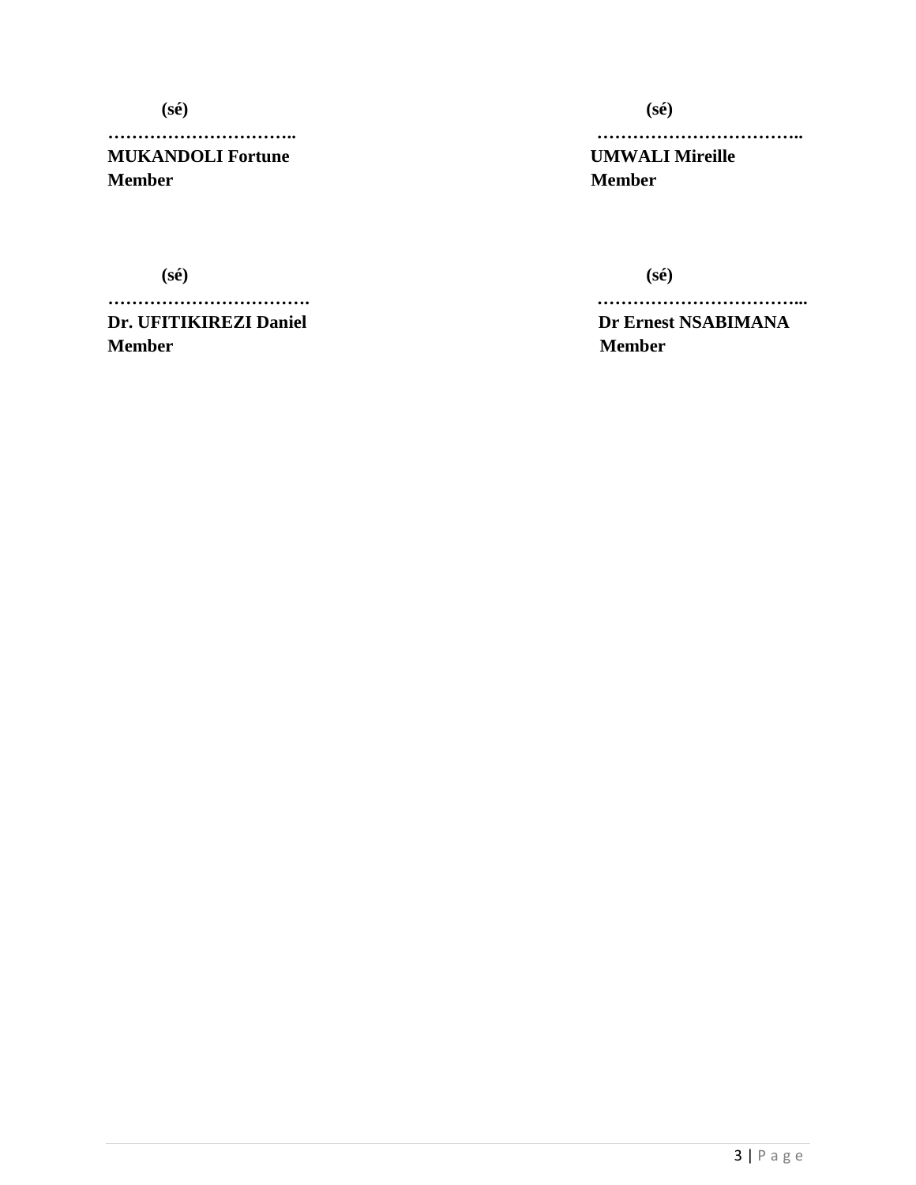**(sé)**

**…………………………..**

**MUKANDOLI Fortune**

**Member**

**(sé)**

**……………………………..**

**UMWALI Mireille**

**Member**

**(sé)**

**…………………………….**

**Dr. UFITIKIREZI Daniel**

**Member**

**(sé)**

**……………………………...**

**Dr Ernest NSABIMANA**

**Member**